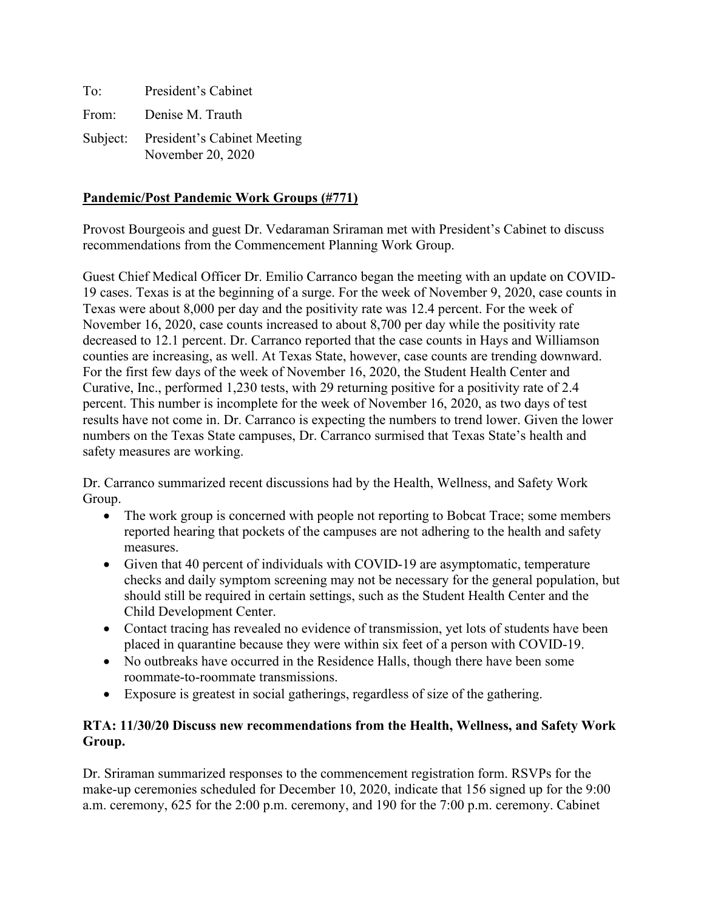To: President's Cabinet

From: Denise M. Trauth

Subject: President's Cabinet Meeting
November 20, 2020

**Pandemic/Post Pandemic Work Groups (#771)**

Provost Bourgeois and guest Dr. Vedaraman Sriraman met with President's Cabinet to discuss recommendations from the Commencement Planning Work Group.

Guest Chief Medical Officer Dr. Emilio Carranco began the meeting with an update on COVID-19 cases. Texas is at the beginning of a surge. For the week of November 9, 2020, case counts in Texas were about 8,000 per day and the positivity rate was 12.4 percent. For the week of November 16, 2020, case counts increased to about 8,700 per day while the positivity rate decreased to 12.1 percent. Dr. Carranco reported that the case counts in Hays and Williamson counties are increasing, as well. At Texas State, however, case counts are trending downward. For the first few days of the week of November 16, 2020, the Student Health Center and Curative, Inc., performed 1,230 tests, with 29 returning positive for a positivity rate of 2.4 percent. This number is incomplete for the week of November 16, 2020, as two days of test results have not come in. Dr. Carranco is expecting the numbers to trend lower. Given the lower numbers on the Texas State campuses, Dr. Carranco surmised that Texas State's health and safety measures are working.

Dr. Carranco summarized recent discussions had by the Health, Wellness, and Safety Work Group.

- The work group is concerned with people not reporting to Bobcat Trace; some members reported hearing that pockets of the campuses are not adhering to the health and safety measures.
- Given that 40 percent of individuals with COVID-19 are asymptomatic, temperature checks and daily symptom screening may not be necessary for the general population, but should still be required in certain settings, such as the Student Health Center and the Child Development Center.
- Contact tracing has revealed no evidence of transmission, yet lots of students have been placed in quarantine because they were within six feet of a person with COVID-19.
- No outbreaks have occurred in the Residence Halls, though there have been some roommate-to-roommate transmissions.
- Exposure is greatest in social gatherings, regardless of size of the gathering.

**RTA: 11/30/20 Discuss new recommendations from the Health, Wellness, and Safety Work Group.**

Dr. Sriraman summarized responses to the commencement registration form. RSVPs for the make-up ceremonies scheduled for December 10, 2020, indicate that 156 signed up for the 9:00 a.m. ceremony, 625 for the 2:00 p.m. ceremony, and 190 for the 7:00 p.m. ceremony. Cabinet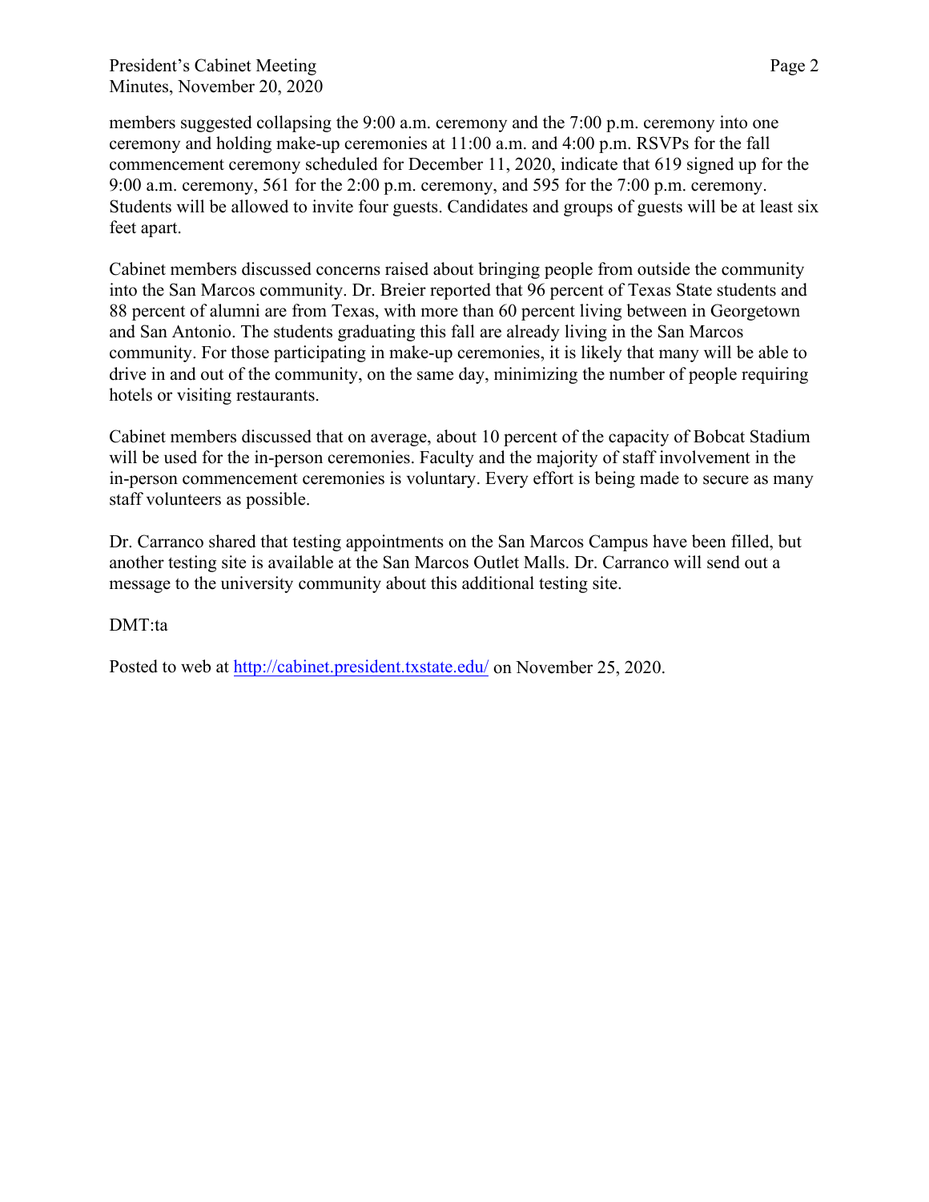members suggested collapsing the 9:00 a.m. ceremony and the 7:00 p.m. ceremony into one ceremony and holding make-up ceremonies at 11:00 a.m. and 4:00 p.m. RSVPs for the fall commencement ceremony scheduled for December 11, 2020, indicate that 619 signed up for the 9:00 a.m. ceremony, 561 for the 2:00 p.m. ceremony, and 595 for the 7:00 p.m. ceremony. Students will be allowed to invite four guests. Candidates and groups of guests will be at least six feet apart.

Cabinet members discussed concerns raised about bringing people from outside the community into the San Marcos community. Dr. Breier reported that 96 percent of Texas State students and 88 percent of alumni are from Texas, with more than 60 percent living between in Georgetown and San Antonio. The students graduating this fall are already living in the San Marcos community. For those participating in make-up ceremonies, it is likely that many will be able to drive in and out of the community, on the same day, minimizing the number of people requiring hotels or visiting restaurants.

Cabinet members discussed that on average, about 10 percent of the capacity of Bobcat Stadium will be used for the in-person ceremonies. Faculty and the majority of staff involvement in the in-person commencement ceremonies is voluntary. Every effort is being made to secure as many staff volunteers as possible.

Dr. Carranco shared that testing appointments on the San Marcos Campus have been filled, but another testing site is available at the San Marcos Outlet Malls. Dr. Carranco will send out a message to the university community about this additional testing site.

DMT:ta

Posted to web at [http://cabinet.president.txstate.edu/](http://cabinet.president.txstate.edu/) on November 25, 2020.